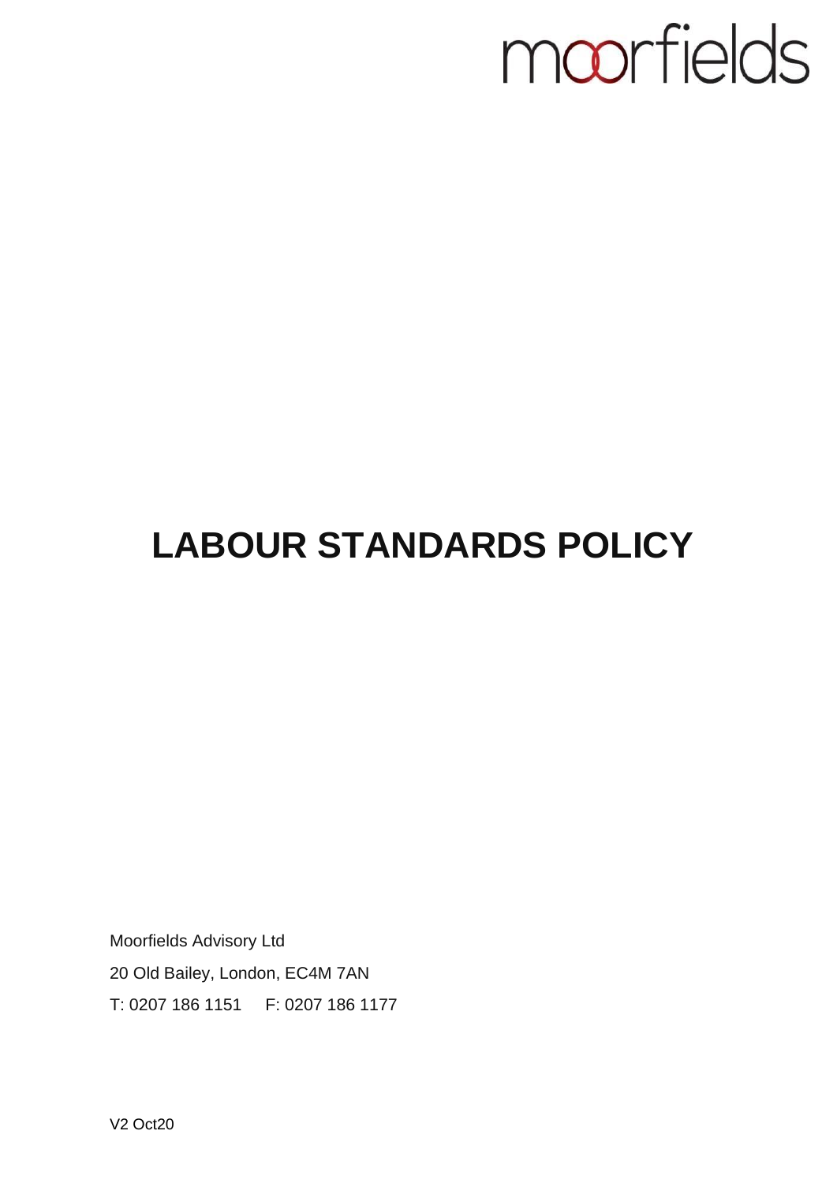moorfields

# LABOUR STANDARDS POLICY

Moorfields Advisory Ltd

20 Old Bailey, London, EC4M 7AN

T: 0207 186 1151     F: 0207 186 1177

V2 Oct20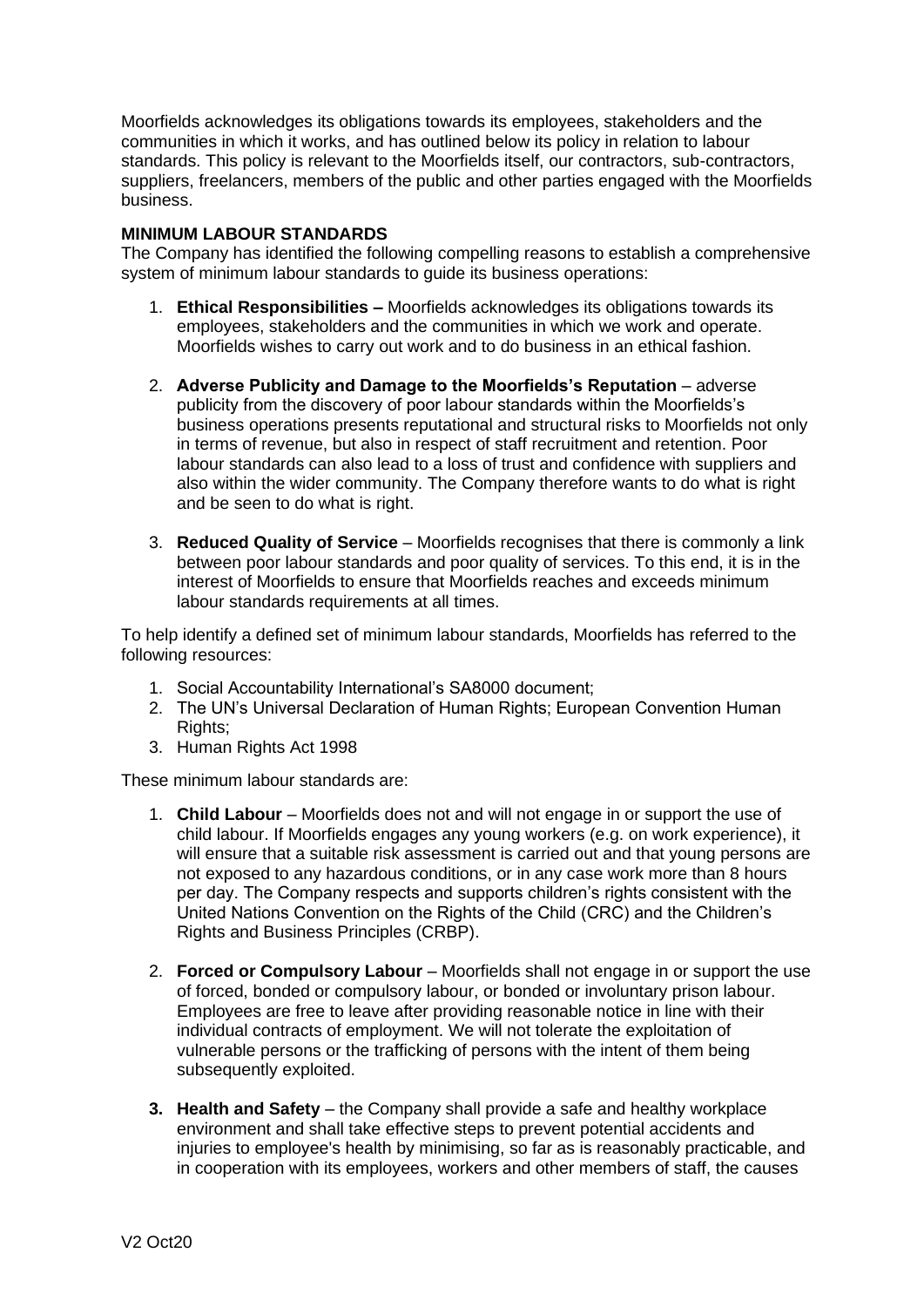Moorfields acknowledges its obligations towards its employees, stakeholders and the communities in which it works, and has outlined below its policy in relation to labour standards. This policy is relevant to the Moorfields itself, our contractors, sub-contractors, suppliers, freelancers, members of the public and other parties engaged with the Moorfields business.

**MINIMUM LABOUR STANDARDS**

The Company has identified the following compelling reasons to establish a comprehensive system of minimum labour standards to guide its business operations:

1. **Ethical Responsibilities –** Moorfields acknowledges its obligations towards its employees, stakeholders and the communities in which we work and operate. Moorfields wishes to carry out work and to do business in an ethical fashion.

2. **Adverse Publicity and Damage to the Moorfields's Reputation** – adverse publicity from the discovery of poor labour standards within the Moorfields's business operations presents reputational and structural risks to Moorfields not only in terms of revenue, but also in respect of staff recruitment and retention. Poor labour standards can also lead to a loss of trust and confidence with suppliers and also within the wider community. The Company therefore wants to do what is right and be seen to do what is right.

3. **Reduced Quality of Service** – Moorfields recognises that there is commonly a link between poor labour standards and poor quality of services. To this end, it is in the interest of Moorfields to ensure that Moorfields reaches and exceeds minimum labour standards requirements at all times.

To help identify a defined set of minimum labour standards, Moorfields has referred to the following resources:

1. Social Accountability International's SA8000 document;
2. The UN's Universal Declaration of Human Rights; European Convention Human Rights;
3. Human Rights Act 1998

These minimum labour standards are:

1. **Child Labour** – Moorfields does not and will not engage in or support the use of child labour. If Moorfields engages any young workers (e.g. on work experience), it will ensure that a suitable risk assessment is carried out and that young persons are not exposed to any hazardous conditions, or in any case work more than 8 hours per day. The Company respects and supports children's rights consistent with the United Nations Convention on the Rights of the Child (CRC) and the Children's Rights and Business Principles (CRBP).

2. **Forced or Compulsory Labour** – Moorfields shall not engage in or support the use of forced, bonded or compulsory labour, or bonded or involuntary prison labour. Employees are free to leave after providing reasonable notice in line with their individual contracts of employment. We will not tolerate the exploitation of vulnerable persons or the trafficking of persons with the intent of them being subsequently exploited.

3. **Health and Safety** – the Company shall provide a safe and healthy workplace environment and shall take effective steps to prevent potential accidents and injuries to employee's health by minimising, so far as is reasonably practicable, and in cooperation with its employees, workers and other members of staff, the causes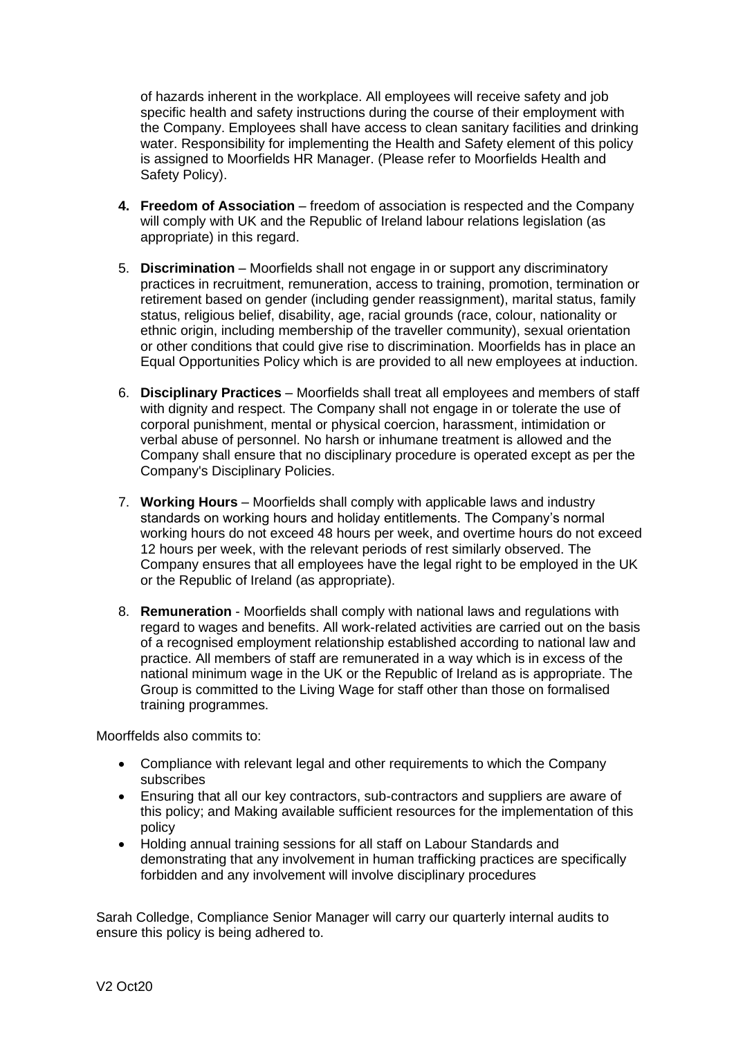of hazards inherent in the workplace. All employees will receive safety and job specific health and safety instructions during the course of their employment with the Company. Employees shall have access to clean sanitary facilities and drinking water. Responsibility for implementing the Health and Safety element of this policy is assigned to Moorfields HR Manager. (Please refer to Moorfields Health and Safety Policy).

4. **Freedom of Association** – freedom of association is respected and the Company will comply with UK and the Republic of Ireland labour relations legislation (as appropriate) in this regard.

5. **Discrimination** – Moorfields shall not engage in or support any discriminatory practices in recruitment, remuneration, access to training, promotion, termination or retirement based on gender (including gender reassignment), marital status, family status, religious belief, disability, age, racial grounds (race, colour, nationality or ethnic origin, including membership of the traveller community), sexual orientation or other conditions that could give rise to discrimination. Moorfields has in place an Equal Opportunities Policy which is are provided to all new employees at induction.

6. **Disciplinary Practices** – Moorfields shall treat all employees and members of staff with dignity and respect. The Company shall not engage in or tolerate the use of corporal punishment, mental or physical coercion, harassment, intimidation or verbal abuse of personnel. No harsh or inhumane treatment is allowed and the Company shall ensure that no disciplinary procedure is operated except as per the Company's Disciplinary Policies.

7. **Working Hours** – Moorfields shall comply with applicable laws and industry standards on working hours and holiday entitlements. The Company's normal working hours do not exceed 48 hours per week, and overtime hours do not exceed 12 hours per week, with the relevant periods of rest similarly observed. The Company ensures that all employees have the legal right to be employed in the UK or the Republic of Ireland (as appropriate).

8. **Remuneration** - Moorfields shall comply with national laws and regulations with regard to wages and benefits. All work-related activities are carried out on the basis of a recognised employment relationship established according to national law and practice. All members of staff are remunerated in a way which is in excess of the national minimum wage in the UK or the Republic of Ireland as is appropriate. The Group is committed to the Living Wage for staff other than those on formalised training programmes.

Moorffelds also commits to:

- Compliance with relevant legal and other requirements to which the Company subscribes
- Ensuring that all our key contractors, sub-contractors and suppliers are aware of this policy; and Making available sufficient resources for the implementation of this policy
- Holding annual training sessions for all staff on Labour Standards and demonstrating that any involvement in human trafficking practices are specifically forbidden and any involvement will involve disciplinary procedures

Sarah Colledge, Compliance Senior Manager will carry our quarterly internal audits to ensure this policy is being adhered to.

V2 Oct20